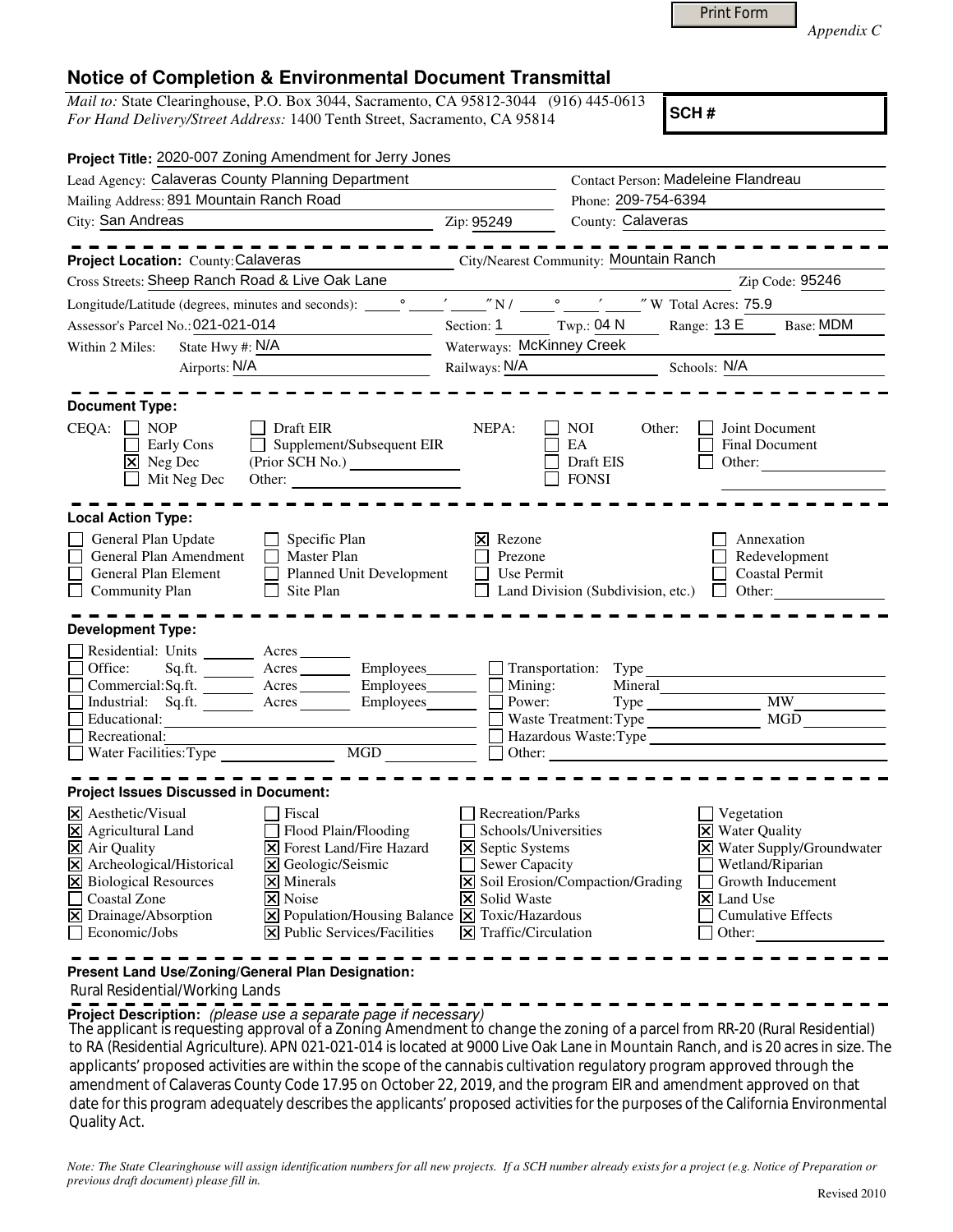Print Form

*Appendix C*

# Notice of Completion & Environmental Document Transmittal

*Mail to:* State Clearinghouse, P.O. Box 3044, Sacramento, CA 95812-3044 (916) 445-0613
*For Hand Delivery/Street Address:* 1400 Tenth Street, Sacramento, CA 95814

**SCH #**

**Project Title:** 2020-007 Zoning Amendment for Jerry Jones

Lead Agency: Calaveras County Planning Department
Contact Person: Madeleine Flandreau
Mailing Address: 891 Mountain Ranch Road
Phone: 209-754-6394
City: San Andreas
Zip: 95249
County: Calaveras

**Project Location:** County: Calaveras
City/Nearest Community: Mountain Ranch
Cross Streets: Sheep Ranch Road & Live Oak Lane
Zip Code: 95246
Longitude/Latitude (degrees, minutes and seconds): ____° ____′ ____″ N / ____° ____′ ____″ W Total Acres: 75.9
Assessor's Parcel No.: 021-021-014
Section: 1 Twp.: 04 N Range: 13 E Base: MDM
Within 2 Miles: State Hwy #: N/A
Waterways: McKinney Creek
Airports: N/A
Railways: N/A
Schools: N/A

**Document Type:**

CEQA:
- [ ] NOP
- [ ] Early Cons
- [x] Neg Dec
- [ ] Mit Neg Dec
- [ ] Draft EIR
- [ ] Supplement/Subsequent EIR (Prior SCH No.)
- Other:

NEPA:
- [ ] NOI
- [ ] EA
- [ ] Draft EIS
- [ ] FONSI

Other:
- [ ] Joint Document
- [ ] Final Document
- [ ] Other:

**Local Action Type:**

- [ ] General Plan Update
- [ ] General Plan Amendment
- [ ] General Plan Element
- [ ] Community Plan
- [ ] Specific Plan
- [ ] Master Plan
- [ ] Planned Unit Development
- [ ] Site Plan
- [x] Rezone
- [ ] Prezone
- [ ] Use Permit
- [ ] Land Division (Subdivision, etc.)
- [ ] Annexation
- [ ] Redevelopment
- [ ] Coastal Permit
- [ ] Other:

**Development Type:**

- [ ] Residential: Units ____ Acres ____
- [ ] Office: Sq.ft. ____ Acres ____ Employees ____
- [ ] Commercial: Sq.ft. ____ Acres ____ Employees ____
- [ ] Industrial: Sq.ft. ____ Acres ____ Employees ____
- [ ] Educational:
- [ ] Recreational:
- [ ] Water Facilities: Type ____ MGD ____
- [ ] Transportation: Type
- [ ] Mining: Mineral
- [ ] Power: Type ____ MW
- [ ] Waste Treatment: Type ____ MGD
- [ ] Hazardous Waste: Type
- [ ] Other:

**Project Issues Discussed in Document:**

- [x] Aesthetic/Visual
- [x] Agricultural Land
- [x] Air Quality
- [x] Archeological/Historical
- [x] Biological Resources
- [ ] Coastal Zone
- [x] Drainage/Absorption
- [ ] Economic/Jobs
- [ ] Fiscal
- [ ] Flood Plain/Flooding
- [x] Forest Land/Fire Hazard
- [x] Geologic/Seismic
- [x] Minerals
- [x] Noise
- [x] Population/Housing Balance
- [x] Public Services/Facilities
- [ ] Recreation/Parks
- [ ] Schools/Universities
- [x] Septic Systems
- [ ] Sewer Capacity
- [x] Soil Erosion/Compaction/Grading
- [x] Solid Waste
- [x] Toxic/Hazardous
- [x] Traffic/Circulation
- [ ] Vegetation
- [x] Water Quality
- [x] Water Supply/Groundwater
- [ ] Wetland/Riparian
- [ ] Growth Inducement
- [x] Land Use
- [ ] Cumulative Effects
- [ ] Other:

**Present Land Use/Zoning/General Plan Designation:**

Rural Residential/Working Lands

**Project Description:** *(please use a separate page if necessary)*

The applicant is requesting approval of a Zoning Amendment to change the zoning of a parcel from RR-20 (Rural Residential) to RA (Residential Agriculture). APN 021-021-014 is located at 9000 Live Oak Lane in Mountain Ranch, and is 20 acres in size. The applicants' proposed activities are within the scope of the cannabis cultivation regulatory program approved through the amendment of Calaveras County Code 17.95 on October 22, 2019, and the program EIR and amendment approved on that date for this program adequately describes the applicants' proposed activities for the purposes of the California Environmental Quality Act.

*Note: The State Clearinghouse will assign identification numbers for all new projects. If a SCH number already exists for a project (e.g. Notice of Preparation or previous draft document) please fill in.*

Revised 2010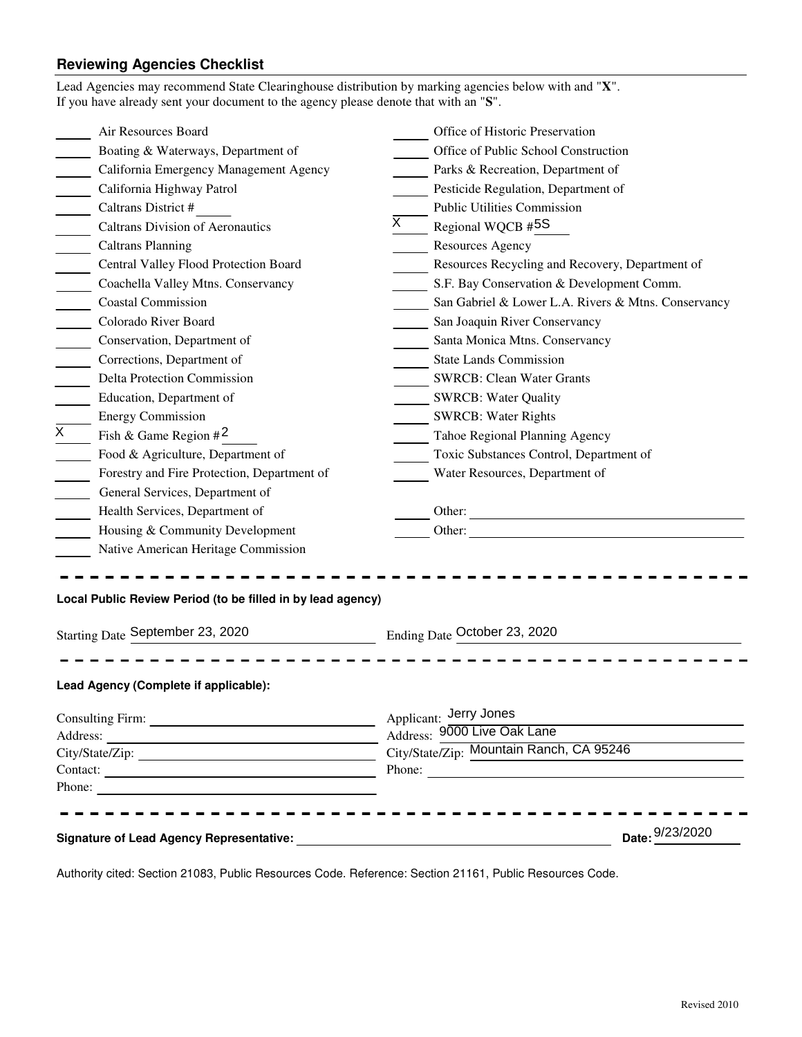## Reviewing Agencies Checklist

Lead Agencies may recommend State Clearinghouse distribution by marking agencies below with and "**X**".
If you have already sent your document to the agency please denote that with an "**S**".

| | | | |
|---|---|---|---|
| | Air Resources Board | | Office of Historic Preservation |
| | Boating & Waterways, Department of | | Office of Public School Construction |
| | California Emergency Management Agency | | Parks & Recreation, Department of |
| | California Highway Patrol | | Pesticide Regulation, Department of |
| | Caltrans District # ____ | | Public Utilities Commission |
| | Caltrans Division of Aeronautics | X | Regional WQCB # 5S |
| | Caltrans Planning | | Resources Agency |
| | Central Valley Flood Protection Board | | Resources Recycling and Recovery, Department of |
| | Coachella Valley Mtns. Conservancy | | S.F. Bay Conservation & Development Comm. |
| | Coastal Commission | | San Gabriel & Lower L.A. Rivers & Mtns. Conservancy |
| | Colorado River Board | | San Joaquin River Conservancy |
| | Conservation, Department of | | Santa Monica Mtns. Conservancy |
| | Corrections, Department of | | State Lands Commission |
| | Delta Protection Commission | | SWRCB: Clean Water Grants |
| | Education, Department of | | SWRCB: Water Quality |
| | Energy Commission | | SWRCB: Water Rights |
| X | Fish & Game Region # 2 | | Tahoe Regional Planning Agency |
| | Food & Agriculture, Department of | | Toxic Substances Control, Department of |
| | Forestry and Fire Protection, Department of | | Water Resources, Department of |
| | General Services, Department of | | |
| | Health Services, Department of | | Other: |
| | Housing & Community Development | | Other: |
| | Native American Heritage Commission | | |

---

**Local Public Review Period (to be filled in by lead agency)**

Starting Date September 23, 2020 Ending Date October 23, 2020

---

**Lead Agency (Complete if applicable):**

Consulting Firm:
Address:
City/State/Zip:
Contact:
Phone:

Applicant: Jerry Jones
Address: 9000 Live Oak Lane
City/State/Zip: Mountain Ranch, CA 95246
Phone:

---

**Signature of Lead Agency Representative:** **Date:** 9/23/2020

Authority cited: Section 21083, Public Resources Code. Reference: Section 21161, Public Resources Code.

Revised 2010